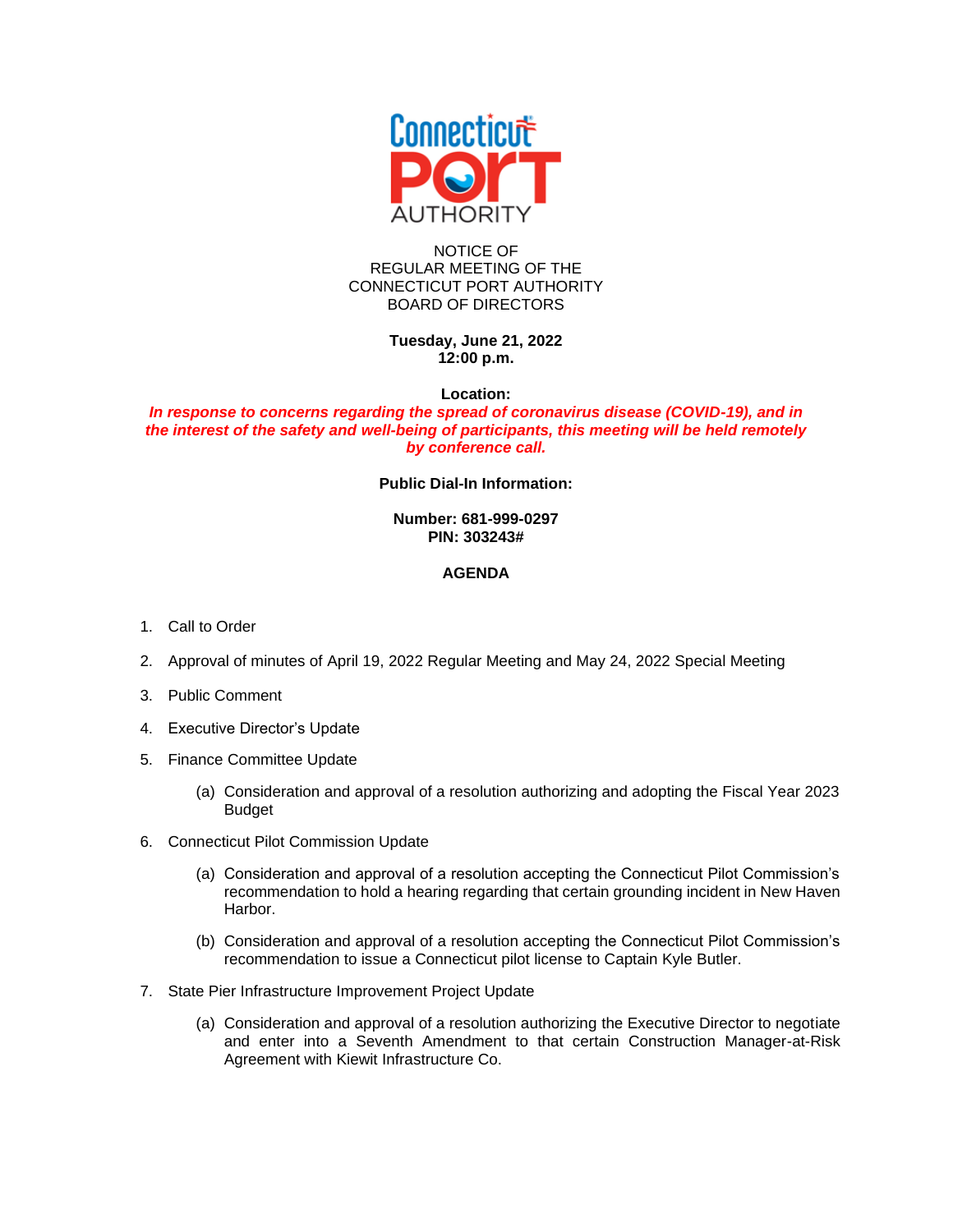Connecticut PORT AUTHORITY

NOTICE OF
REGULAR MEETING OF THE
CONNECTICUT PORT AUTHORITY
BOARD OF DIRECTORS

**Tuesday, June 21, 2022**
**12:00 p.m.**

**Location:**
***In response to concerns regarding the spread of coronavirus disease (COVID-19), and in the interest of the safety and well-being of participants, this meeting will be held remotely by conference call.***

**Public Dial-In Information:**

**Number: 681-999-0297**
**PIN: 303243#**

**AGENDA**

1. Call to Order
2. Approval of minutes of April 19, 2022 Regular Meeting and May 24, 2022 Special Meeting
3. Public Comment
4. Executive Director's Update
5. Finance Committee Update
   - (a) Consideration and approval of a resolution authorizing and adopting the Fiscal Year 2023 Budget
6. Connecticut Pilot Commission Update
   - (a) Consideration and approval of a resolution accepting the Connecticut Pilot Commission's recommendation to hold a hearing regarding that certain grounding incident in New Haven Harbor.
   - (b) Consideration and approval of a resolution accepting the Connecticut Pilot Commission's recommendation to issue a Connecticut pilot license to Captain Kyle Butler.
7. State Pier Infrastructure Improvement Project Update
   - (a) Consideration and approval of a resolution authorizing the Executive Director to negotiate and enter into a Seventh Amendment to that certain Construction Manager-at-Risk Agreement with Kiewit Infrastructure Co.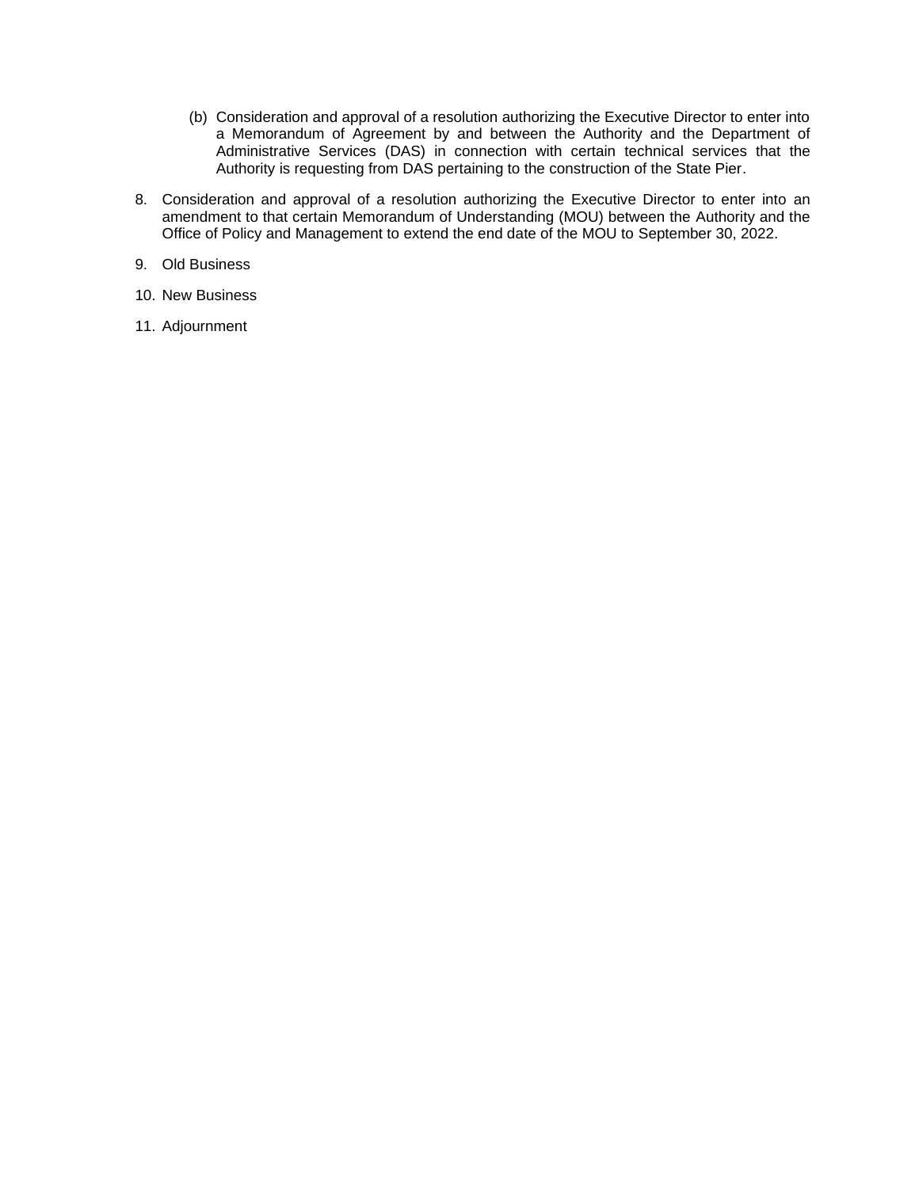(b) Consideration and approval of a resolution authorizing the Executive Director to enter into a Memorandum of Agreement by and between the Authority and the Department of Administrative Services (DAS) in connection with certain technical services that the Authority is requesting from DAS pertaining to the construction of the State Pier.

8. Consideration and approval of a resolution authorizing the Executive Director to enter into an amendment to that certain Memorandum of Understanding (MOU) between the Authority and the Office of Policy and Management to extend the end date of the MOU to September 30, 2022.

9. Old Business

10. New Business

11. Adjournment